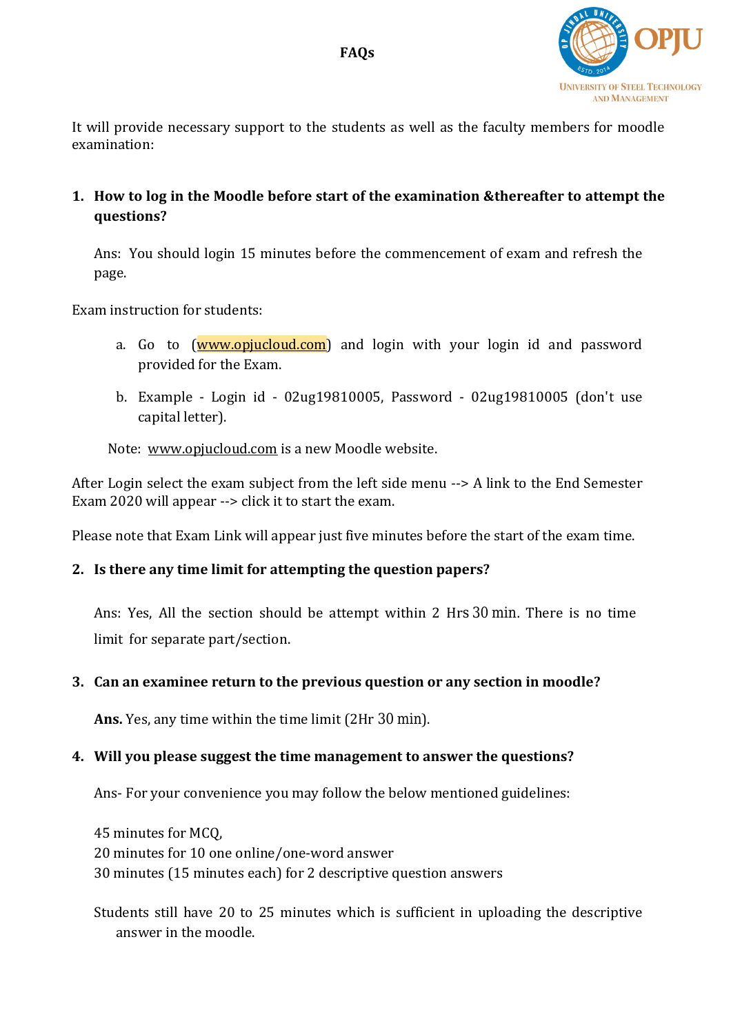# FAQs

It will provide necessary support to the students as well as the faculty members for moodle examination:

1. **How to log in the Moodle before start of the examination &thereafter to attempt the questions?**

   Ans: You should login 15 minutes before the commencement of exam and refresh the page.

Exam instruction for students:

   a. Go to (www.opjucloud.com) and login with your login id and password provided for the Exam.

   b. Example - Login id - 02ug19810005, Password - 02ug19810005 (don't use capital letter).

   Note: www.opjucloud.com is a new Moodle website.

After Login select the exam subject from the left side menu --> A link to the End Semester Exam 2020 will appear --> click it to start the exam.

Please note that Exam Link will appear just five minutes before the start of the exam time.

2. **Is there any time limit for attempting the question papers?**

   Ans: Yes, All the section should be attempt within 2 Hrs 30 min. There is no time limit for separate part/section.

3. **Can an examinee return to the previous question or any section in moodle?**

   **Ans.** Yes, any time within the time limit (2Hr 30 min).

4. **Will you please suggest the time management to answer the questions?**

   Ans- For your convenience you may follow the below mentioned guidelines:

   45 minutes for MCQ,
   20 minutes for 10 one online/one-word answer
   30 minutes (15 minutes each) for 2 descriptive question answers

   Students still have 20 to 25 minutes which is sufficient in uploading the descriptive answer in the moodle.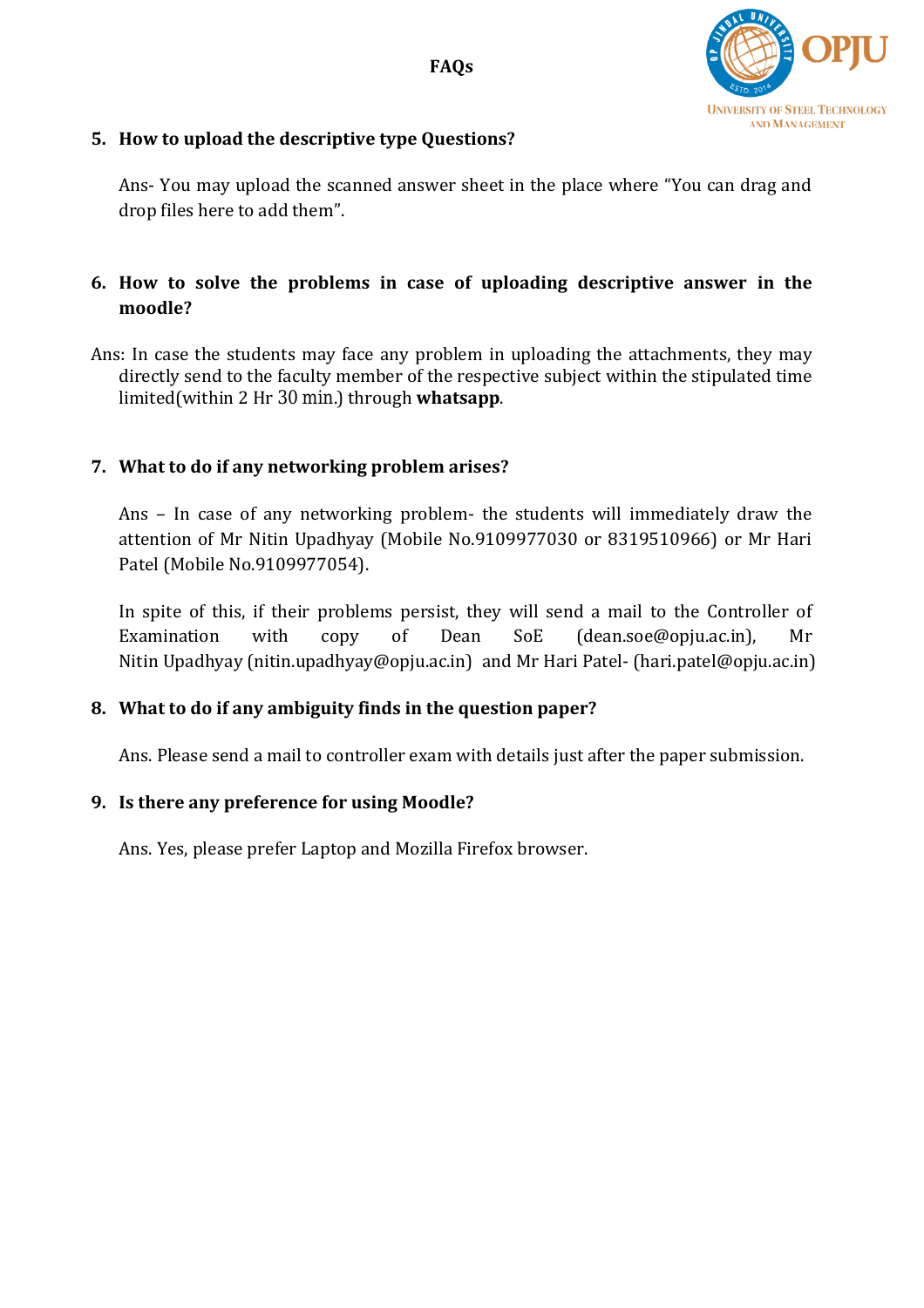## FAQs

5. **How to upload the descriptive type Questions?**

   Ans- You may upload the scanned answer sheet in the place where "You can drag and drop files here to add them".

6. **How to solve the problems in case of uploading descriptive answer in the moodle?**

Ans: In case the students may face any problem in uploading the attachments, they may directly send to the faculty member of the respective subject within the stipulated time limited(within 2 Hr 30 min.) through **whatsapp**.

7. **What to do if any networking problem arises?**

   Ans – In case of any networking problem- the students will immediately draw the attention of Mr Nitin Upadhyay (Mobile No.9109977030 or 8319510966) or Mr Hari Patel (Mobile No.9109977054).

   In spite of this, if their problems persist, they will send a mail to the Controller of Examination with copy of Dean SoE (dean.soe@opju.ac.in), Mr Nitin Upadhyay (nitin.upadhyay@opju.ac.in) and Mr Hari Patel- (hari.patel@opju.ac.in)

8. **What to do if any ambiguity finds in the question paper?**

   Ans. Please send a mail to controller exam with details just after the paper submission.

9. **Is there any preference for using Moodle?**

   Ans. Yes, please prefer Laptop and Mozilla Firefox browser.